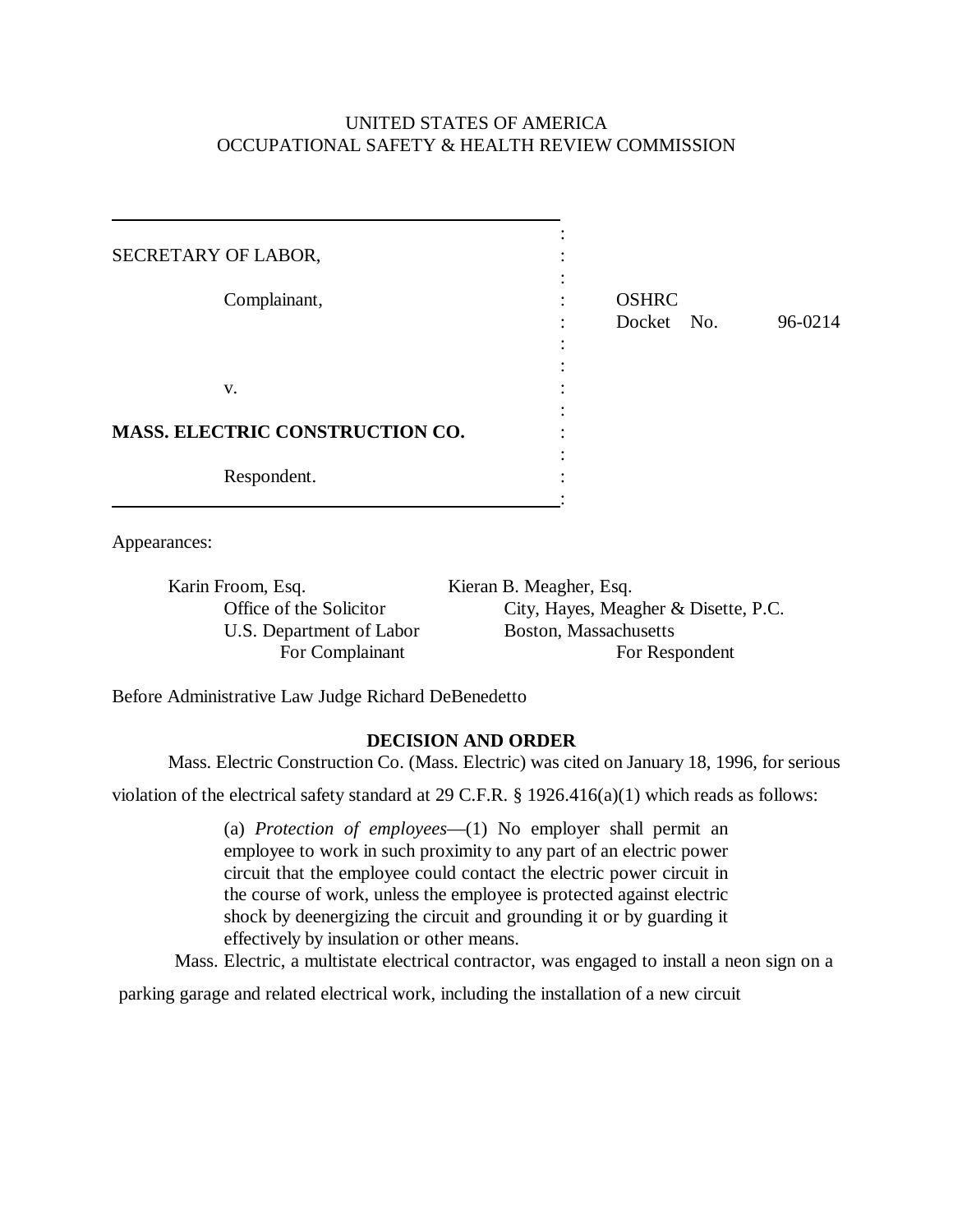UNITED STATES OF AMERICA
OCCUPATIONAL SAFETY & HEALTH REVIEW COMMISSION

| | |
|---|---|
| SECRETARY OF LABOR,<br><br>Complainant,<br><br>v.<br><br>**MASS. ELECTRIC CONSTRUCTION CO.**<br><br>Respondent. | OSHRC Docket No. 96-0214 |

Appearances:

Karin Froom, Esq.
Office of the Solicitor
U.S. Department of Labor
For Complainant

Kieran B. Meagher, Esq.
City, Hayes, Meagher & Disette, P.C.
Boston, Massachusetts
For Respondent

Before Administrative Law Judge Richard DeBenedetto

## DECISION AND ORDER

Mass. Electric Construction Co. (Mass. Electric) was cited on January 18, 1996, for serious violation of the electrical safety standard at 29 C.F.R. § 1926.416(a)(1) which reads as follows:

> (a) *Protection of employees*—(1) No employer shall permit an employee to work in such proximity to any part of an electric power circuit that the employee could contact the electric power circuit in the course of work, unless the employee is protected against electric shock by deenergizing the circuit and grounding it or by guarding it effectively by insulation or other means.

Mass. Electric, a multistate electrical contractor, was engaged to install a neon sign on a parking garage and related electrical work, including the installation of a new circuit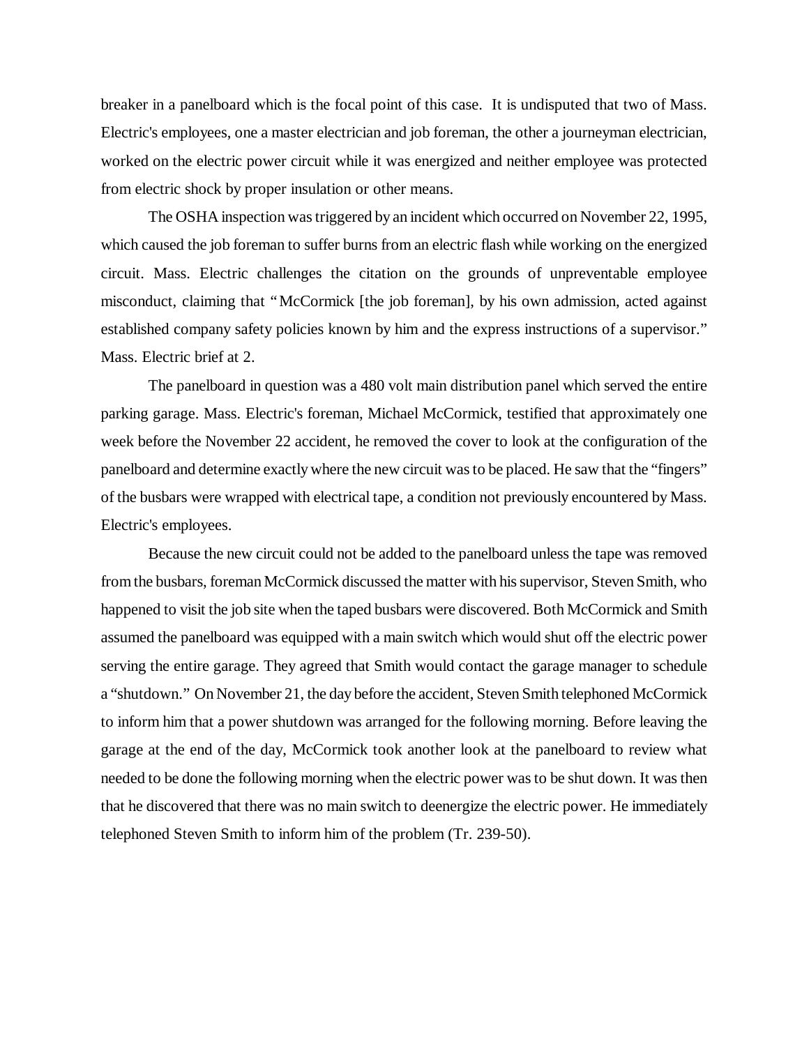breaker in a panelboard which is the focal point of this case. It is undisputed that two of Mass. Electric's employees, one a master electrician and job foreman, the other a journeyman electrician, worked on the electric power circuit while it was energized and neither employee was protected from electric shock by proper insulation or other means.

The OSHA inspection was triggered by an incident which occurred on November 22, 1995, which caused the job foreman to suffer burns from an electric flash while working on the energized circuit. Mass. Electric challenges the citation on the grounds of unpreventable employee misconduct, claiming that "McCormick [the job foreman], by his own admission, acted against established company safety policies known by him and the express instructions of a supervisor." Mass. Electric brief at 2.

The panelboard in question was a 480 volt main distribution panel which served the entire parking garage. Mass. Electric's foreman, Michael McCormick, testified that approximately one week before the November 22 accident, he removed the cover to look at the configuration of the panelboard and determine exactly where the new circuit was to be placed. He saw that the "fingers" of the busbars were wrapped with electrical tape, a condition not previously encountered by Mass. Electric's employees.

Because the new circuit could not be added to the panelboard unless the tape was removed from the busbars, foreman McCormick discussed the matter with his supervisor, Steven Smith, who happened to visit the job site when the taped busbars were discovered. Both McCormick and Smith assumed the panelboard was equipped with a main switch which would shut off the electric power serving the entire garage. They agreed that Smith would contact the garage manager to schedule a "shutdown." On November 21, the day before the accident, Steven Smith telephoned McCormick to inform him that a power shutdown was arranged for the following morning. Before leaving the garage at the end of the day, McCormick took another look at the panelboard to review what needed to be done the following morning when the electric power was to be shut down. It was then that he discovered that there was no main switch to deenergize the electric power. He immediately telephoned Steven Smith to inform him of the problem (Tr. 239-50).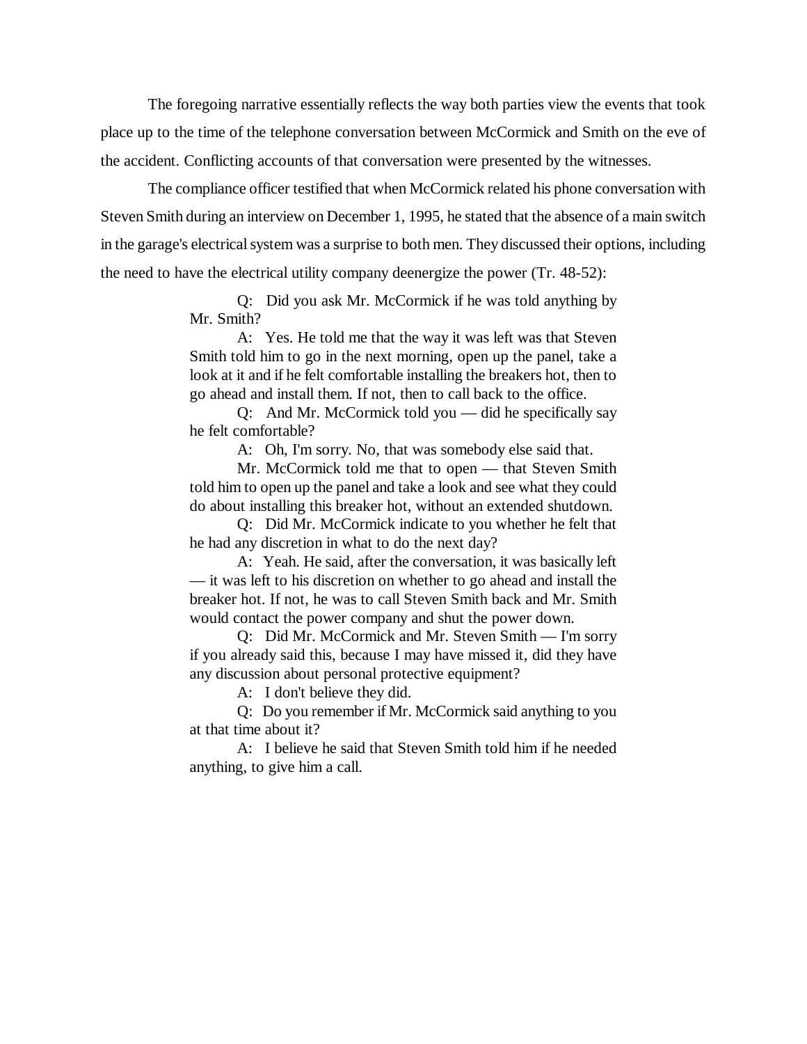The foregoing narrative essentially reflects the way both parties view the events that took place up to the time of the telephone conversation between McCormick and Smith on the eve of the accident. Conflicting accounts of that conversation were presented by the witnesses.

The compliance officer testified that when McCormick related his phone conversation with Steven Smith during an interview on December 1, 1995, he stated that the absence of a main switch in the garage's electrical system was a surprise to both men. They discussed their options, including the need to have the electrical utility company deenergize the power (Tr. 48-52):

> Q: Did you ask Mr. McCormick if he was told anything by Mr. Smith?
>
> A: Yes. He told me that the way it was left was that Steven Smith told him to go in the next morning, open up the panel, take a look at it and if he felt comfortable installing the breakers hot, then to go ahead and install them. If not, then to call back to the office.
>
> Q: And Mr. McCormick told you — did he specifically say he felt comfortable?
>
> A: Oh, I'm sorry. No, that was somebody else said that.
>
> Mr. McCormick told me that to open — that Steven Smith told him to open up the panel and take a look and see what they could do about installing this breaker hot, without an extended shutdown.
>
> Q: Did Mr. McCormick indicate to you whether he felt that he had any discretion in what to do the next day?
>
> A: Yeah. He said, after the conversation, it was basically left — it was left to his discretion on whether to go ahead and install the breaker hot. If not, he was to call Steven Smith back and Mr. Smith would contact the power company and shut the power down.
>
> Q: Did Mr. McCormick and Mr. Steven Smith — I'm sorry if you already said this, because I may have missed it, did they have any discussion about personal protective equipment?
>
> A: I don't believe they did.
>
> Q: Do you remember if Mr. McCormick said anything to you at that time about it?
>
> A: I believe he said that Steven Smith told him if he needed anything, to give him a call.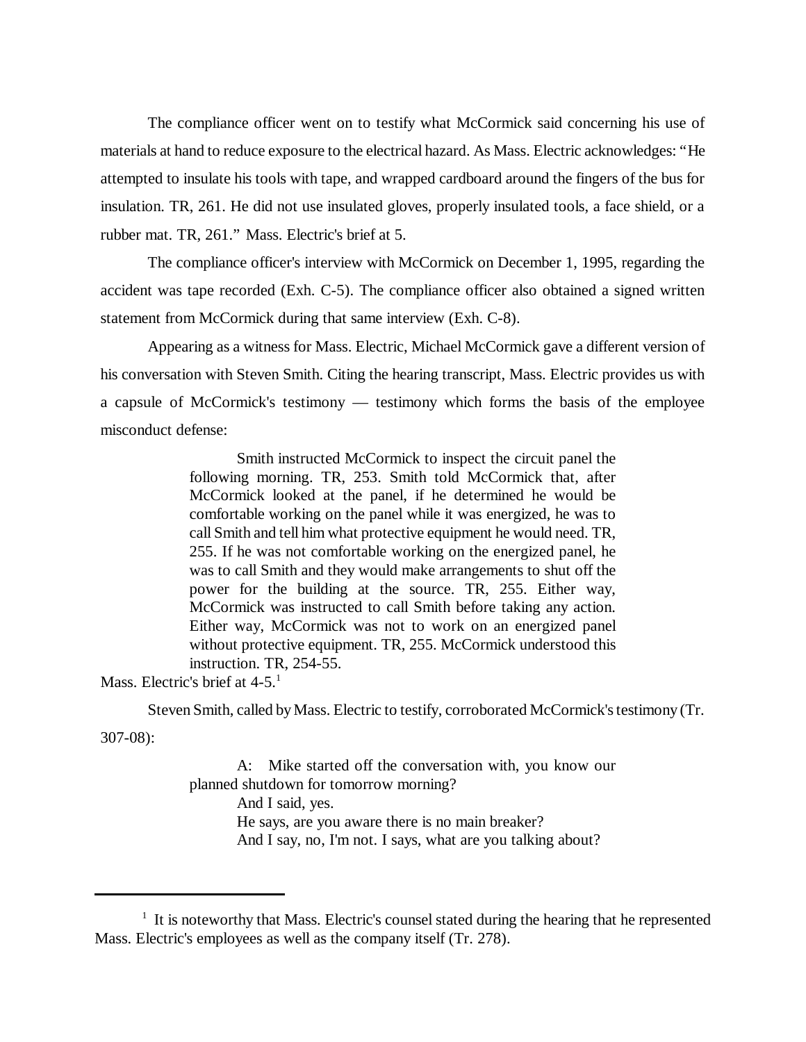The compliance officer went on to testify what McCormick said concerning his use of materials at hand to reduce exposure to the electrical hazard. As Mass. Electric acknowledges: "He attempted to insulate his tools with tape, and wrapped cardboard around the fingers of the bus for insulation. TR, 261. He did not use insulated gloves, properly insulated tools, a face shield, or a rubber mat. TR, 261." Mass. Electric's brief at 5.

The compliance officer's interview with McCormick on December 1, 1995, regarding the accident was tape recorded (Exh. C-5). The compliance officer also obtained a signed written statement from McCormick during that same interview (Exh. C-8).

Appearing as a witness for Mass. Electric, Michael McCormick gave a different version of his conversation with Steven Smith. Citing the hearing transcript, Mass. Electric provides us with a capsule of McCormick's testimony — testimony which forms the basis of the employee misconduct defense:

> Smith instructed McCormick to inspect the circuit panel the following morning. TR, 253. Smith told McCormick that, after McCormick looked at the panel, if he determined he would be comfortable working on the panel while it was energized, he was to call Smith and tell him what protective equipment he would need. TR, 255. If he was not comfortable working on the energized panel, he was to call Smith and they would make arrangements to shut off the power for the building at the source. TR, 255. Either way, McCormick was instructed to call Smith before taking any action. Either way, McCormick was not to work on an energized panel without protective equipment. TR, 255. McCormick understood this instruction. TR, 254-55.

Mass. Electric's brief at 4-5.[1]

Steven Smith, called by Mass. Electric to testify, corroborated McCormick's testimony (Tr. 307-08):

> A: Mike started off the conversation with, you know our planned shutdown for tomorrow morning?
>
> And I said, yes.
>
> He says, are you aware there is no main breaker?
>
> And I say, no, I'm not. I says, what are you talking about?

[1] It is noteworthy that Mass. Electric's counsel stated during the hearing that he represented Mass. Electric's employees as well as the company itself (Tr. 278).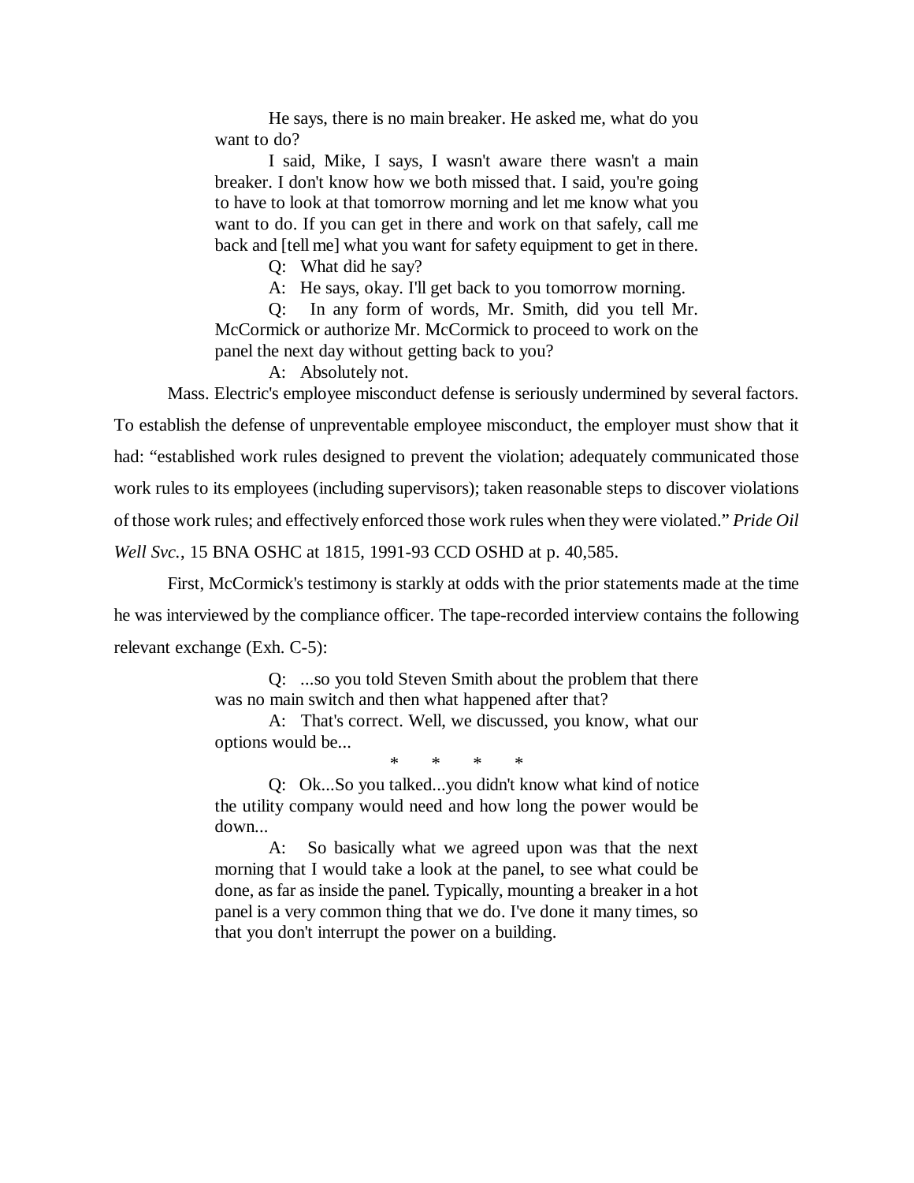> He says, there is no main breaker. He asked me, what do you want to do?
>
> I said, Mike, I says, I wasn't aware there wasn't a main breaker. I don't know how we both missed that. I said, you're going to have to look at that tomorrow morning and let me know what you want to do. If you can get in there and work on that safely, call me back and [tell me] what you want for safety equipment to get in there.
>
> Q: What did he say?
>
> A: He says, okay. I'll get back to you tomorrow morning.
>
> Q: In any form of words, Mr. Smith, did you tell Mr. McCormick or authorize Mr. McCormick to proceed to work on the panel the next day without getting back to you?
>
> A: Absolutely not.

Mass. Electric's employee misconduct defense is seriously undermined by several factors. To establish the defense of unpreventable employee misconduct, the employer must show that it had: "established work rules designed to prevent the violation; adequately communicated those work rules to its employees (including supervisors); taken reasonable steps to discover violations of those work rules; and effectively enforced those work rules when they were violated." *Pride Oil Well Svc.*, 15 BNA OSHC at 1815, 1991-93 CCD OSHD at p. 40,585.

First, McCormick's testimony is starkly at odds with the prior statements made at the time he was interviewed by the compliance officer. The tape-recorded interview contains the following relevant exchange (Exh. C-5):

> Q: ...so you told Steven Smith about the problem that there was no main switch and then what happened after that?
>
> A: That's correct. Well, we discussed, you know, what our options would be...
>
> \* \* \* \*
>
> Q: Ok...So you talked...you didn't know what kind of notice the utility company would need and how long the power would be down...
>
> A: So basically what we agreed upon was that the next morning that I would take a look at the panel, to see what could be done, as far as inside the panel. Typically, mounting a breaker in a hot panel is a very common thing that we do. I've done it many times, so that you don't interrupt the power on a building.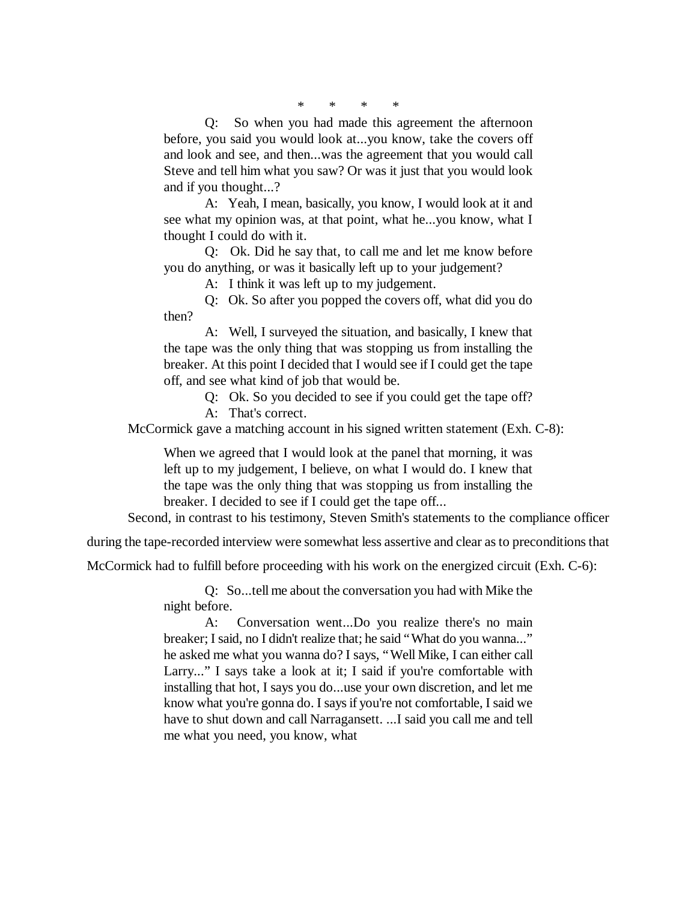\*     \*     \*     \*

> Q: So when you had made this agreement the afternoon before, you said you would look at...you know, take the covers off and look and see, and then...was the agreement that you would call Steve and tell him what you saw? Or was it just that you would look and if you thought...?
>
> A: Yeah, I mean, basically, you know, I would look at it and see what my opinion was, at that point, what he...you know, what I thought I could do with it.
>
> Q: Ok. Did he say that, to call me and let me know before you do anything, or was it basically left up to your judgement?
>
> A: I think it was left up to my judgement.
>
> Q: Ok. So after you popped the covers off, what did you do then?
>
> A: Well, I surveyed the situation, and basically, I knew that the tape was the only thing that was stopping us from installing the breaker. At this point I decided that I would see if I could get the tape off, and see what kind of job that would be.
>
> Q: Ok. So you decided to see if you could get the tape off?
>
> A: That's correct.

McCormick gave a matching account in his signed written statement (Exh. C-8):

> When we agreed that I would look at the panel that morning, it was left up to my judgement, I believe, on what I would do. I knew that the tape was the only thing that was stopping us from installing the breaker. I decided to see if I could get the tape off...

Second, in contrast to his testimony, Steven Smith's statements to the compliance officer during the tape-recorded interview were somewhat less assertive and clear as to preconditions that McCormick had to fulfill before proceeding with his work on the energized circuit (Exh. C-6):

> Q: So...tell me about the conversation you had with Mike the night before.
>
> A: Conversation went...Do you realize there's no main breaker; I said, no I didn't realize that; he said "What do you wanna..." he asked me what you wanna do? I says, "Well Mike, I can either call Larry..." I says take a look at it; I said if you're comfortable with installing that hot, I says you do...use your own discretion, and let me know what you're gonna do. I says if you're not comfortable, I said we have to shut down and call Narragansett. ...I said you call me and tell me what you need, you know, what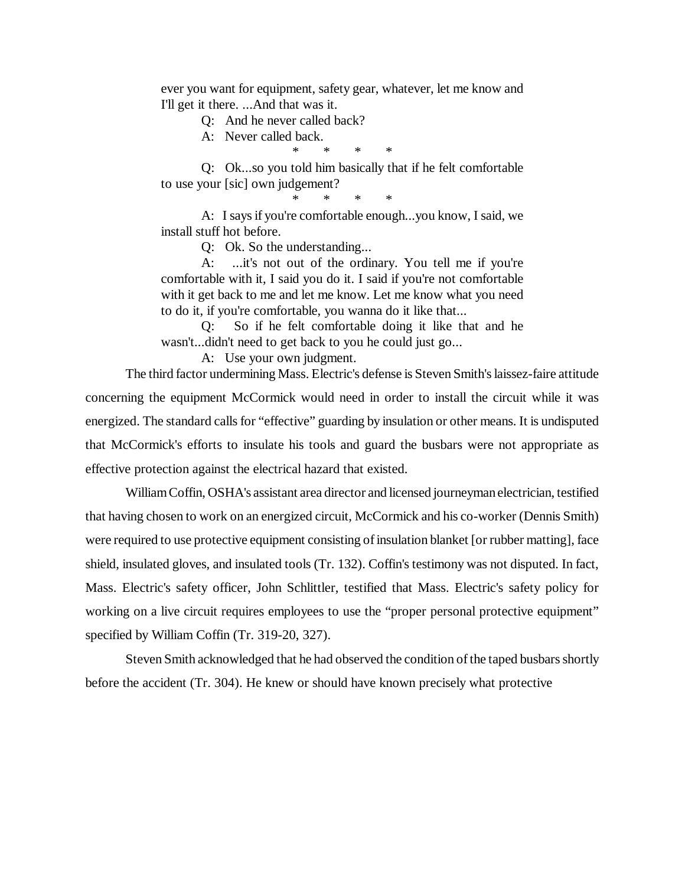ever you want for equipment, safety gear, whatever, let me know and I'll get it there. ...And that was it.

Q: And he never called back?

A: Never called back.

\* \* \* \*

Q: Ok...so you told him basically that if he felt comfortable to use your [sic] own judgement?

\* \* \* \*

A: I says if you're comfortable enough...you know, I said, we install stuff hot before.

Q: Ok. So the understanding...

A: ...it's not out of the ordinary. You tell me if you're comfortable with it, I said you do it. I said if you're not comfortable with it get back to me and let me know. Let me know what you need to do it, if you're comfortable, you wanna do it like that...

Q: So if he felt comfortable doing it like that and he wasn't...didn't need to get back to you he could just go...

A: Use your own judgment.

The third factor undermining Mass. Electric's defense is Steven Smith's laissez-faire attitude concerning the equipment McCormick would need in order to install the circuit while it was energized. The standard calls for "effective" guarding by insulation or other means. It is undisputed that McCormick's efforts to insulate his tools and guard the busbars were not appropriate as effective protection against the electrical hazard that existed.

William Coffin, OSHA's assistant area director and licensed journeyman electrician, testified that having chosen to work on an energized circuit, McCormick and his co-worker (Dennis Smith) were required to use protective equipment consisting of insulation blanket [or rubber matting], face shield, insulated gloves, and insulated tools (Tr. 132). Coffin's testimony was not disputed. In fact, Mass. Electric's safety officer, John Schlittler, testified that Mass. Electric's safety policy for working on a live circuit requires employees to use the "proper personal protective equipment" specified by William Coffin (Tr. 319-20, 327).

Steven Smith acknowledged that he had observed the condition of the taped busbars shortly before the accident (Tr. 304). He knew or should have known precisely what protective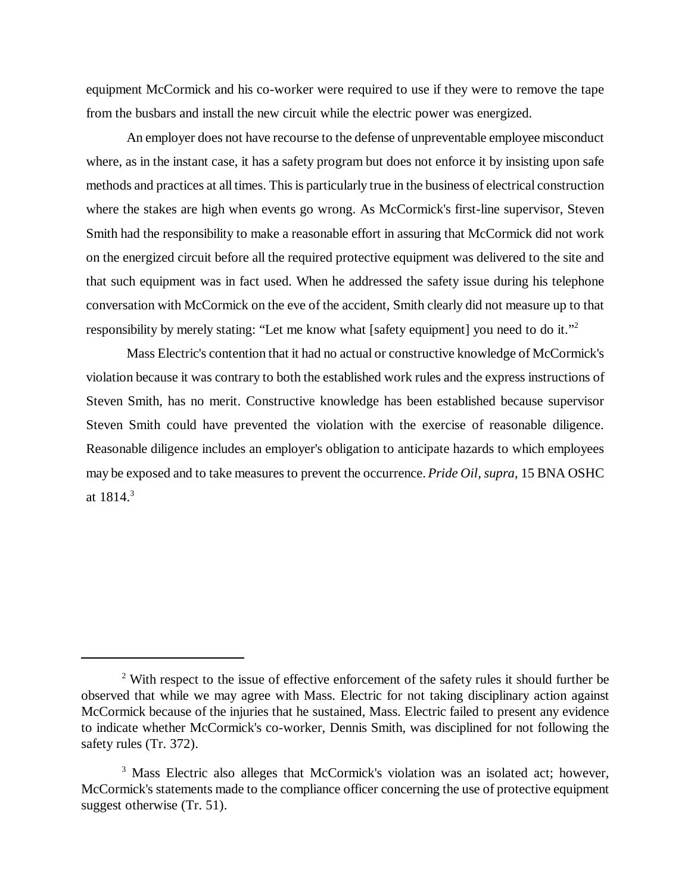equipment McCormick and his co-worker were required to use if they were to remove the tape from the busbars and install the new circuit while the electric power was energized.

An employer does not have recourse to the defense of unpreventable employee misconduct where, as in the instant case, it has a safety program but does not enforce it by insisting upon safe methods and practices at all times. This is particularly true in the business of electrical construction where the stakes are high when events go wrong. As McCormick's first-line supervisor, Steven Smith had the responsibility to make a reasonable effort in assuring that McCormick did not work on the energized circuit before all the required protective equipment was delivered to the site and that such equipment was in fact used. When he addressed the safety issue during his telephone conversation with McCormick on the eve of the accident, Smith clearly did not measure up to that responsibility by merely stating: "Let me know what [safety equipment] you need to do it."[2]

Mass Electric's contention that it had no actual or constructive knowledge of McCormick's violation because it was contrary to both the established work rules and the express instructions of Steven Smith, has no merit. Constructive knowledge has been established because supervisor Steven Smith could have prevented the violation with the exercise of reasonable diligence. Reasonable diligence includes an employer's obligation to anticipate hazards to which employees may be exposed and to take measures to prevent the occurrence. *Pride Oil, supra*, 15 BNA OSHC at 1814.[3]

---

[2] With respect to the issue of effective enforcement of the safety rules it should further be observed that while we may agree with Mass. Electric for not taking disciplinary action against McCormick because of the injuries that he sustained, Mass. Electric failed to present any evidence to indicate whether McCormick's co-worker, Dennis Smith, was disciplined for not following the safety rules (Tr. 372).

[3] Mass Electric also alleges that McCormick's violation was an isolated act; however, McCormick's statements made to the compliance officer concerning the use of protective equipment suggest otherwise (Tr. 51).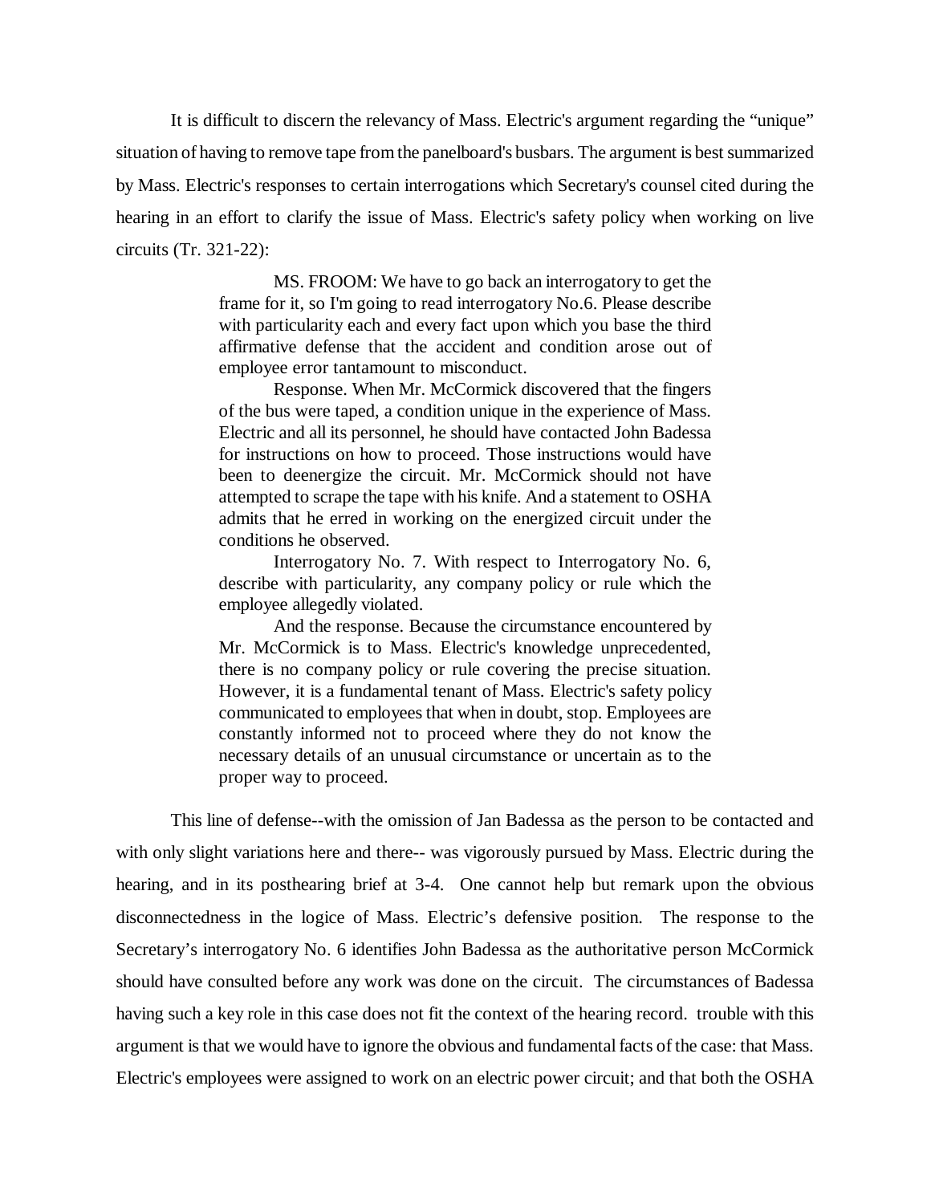It is difficult to discern the relevancy of Mass. Electric's argument regarding the "unique" situation of having to remove tape from the panelboard's busbars. The argument is best summarized by Mass. Electric's responses to certain interrogations which Secretary's counsel cited during the hearing in an effort to clarify the issue of Mass. Electric's safety policy when working on live circuits (Tr. 321-22):

> MS. FROOM: We have to go back an interrogatory to get the frame for it, so I'm going to read interrogatory No.6. Please describe with particularity each and every fact upon which you base the third affirmative defense that the accident and condition arose out of employee error tantamount to misconduct.
>
> Response. When Mr. McCormick discovered that the fingers of the bus were taped, a condition unique in the experience of Mass. Electric and all its personnel, he should have contacted John Badessa for instructions on how to proceed. Those instructions would have been to deenergize the circuit. Mr. McCormick should not have attempted to scrape the tape with his knife. And a statement to OSHA admits that he erred in working on the energized circuit under the conditions he observed.
>
> Interrogatory No. 7. With respect to Interrogatory No. 6, describe with particularity, any company policy or rule which the employee allegedly violated.
>
> And the response. Because the circumstance encountered by Mr. McCormick is to Mass. Electric's knowledge unprecedented, there is no company policy or rule covering the precise situation. However, it is a fundamental tenant of Mass. Electric's safety policy communicated to employees that when in doubt, stop. Employees are constantly informed not to proceed where they do not know the necessary details of an unusual circumstance or uncertain as to the proper way to proceed.

This line of defense--with the omission of Jan Badessa as the person to be contacted and with only slight variations here and there-- was vigorously pursued by Mass. Electric during the hearing, and in its posthearing brief at 3-4. One cannot help but remark upon the obvious disconnectedness in the logice of Mass. Electric's defensive position. The response to the Secretary's interrogatory No. 6 identifies John Badessa as the authoritative person McCormick should have consulted before any work was done on the circuit. The circumstances of Badessa having such a key role in this case does not fit the context of the hearing record. trouble with this argument is that we would have to ignore the obvious and fundamental facts of the case: that Mass. Electric's employees were assigned to work on an electric power circuit; and that both the OSHA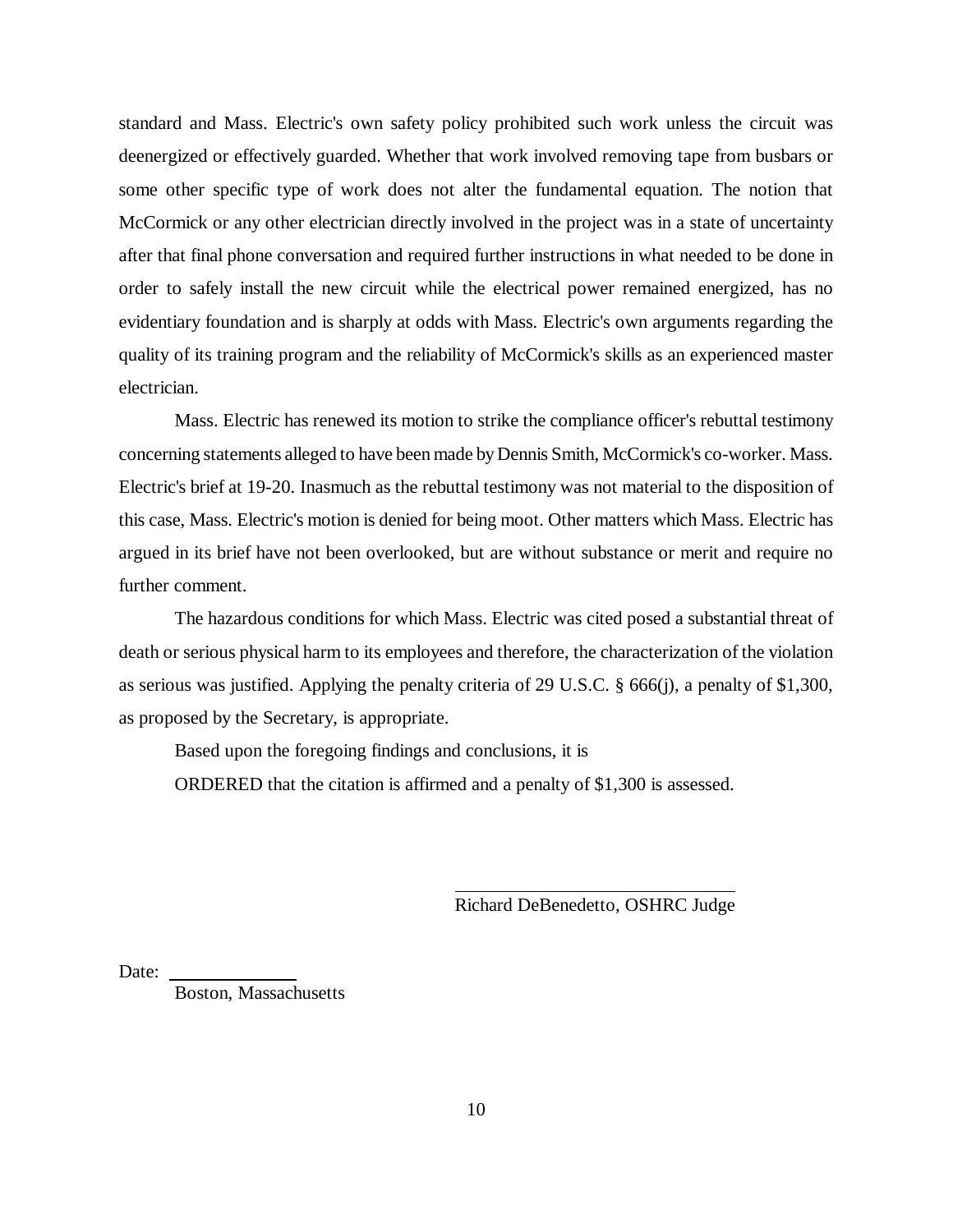standard and Mass. Electric's own safety policy prohibited such work unless the circuit was deenergized or effectively guarded. Whether that work involved removing tape from busbars or some other specific type of work does not alter the fundamental equation. The notion that McCormick or any other electrician directly involved in the project was in a state of uncertainty after that final phone conversation and required further instructions in what needed to be done in order to safely install the new circuit while the electrical power remained energized, has no evidentiary foundation and is sharply at odds with Mass. Electric's own arguments regarding the quality of its training program and the reliability of McCormick's skills as an experienced master electrician.

Mass. Electric has renewed its motion to strike the compliance officer's rebuttal testimony concerning statements alleged to have been made by Dennis Smith, McCormick's co-worker. Mass. Electric's brief at 19-20. Inasmuch as the rebuttal testimony was not material to the disposition of this case, Mass. Electric's motion is denied for being moot. Other matters which Mass. Electric has argued in its brief have not been overlooked, but are without substance or merit and require no further comment.

The hazardous conditions for which Mass. Electric was cited posed a substantial threat of death or serious physical harm to its employees and therefore, the characterization of the violation as serious was justified. Applying the penalty criteria of 29 U.S.C. § 666(j), a penalty of $1,300, as proposed by the Secretary, is appropriate.

Based upon the foregoing findings and conclusions, it is

ORDERED that the citation is affirmed and a penalty of $1,300 is assessed.

Richard DeBenedetto, OSHRC Judge

Date: 

Boston, Massachusetts